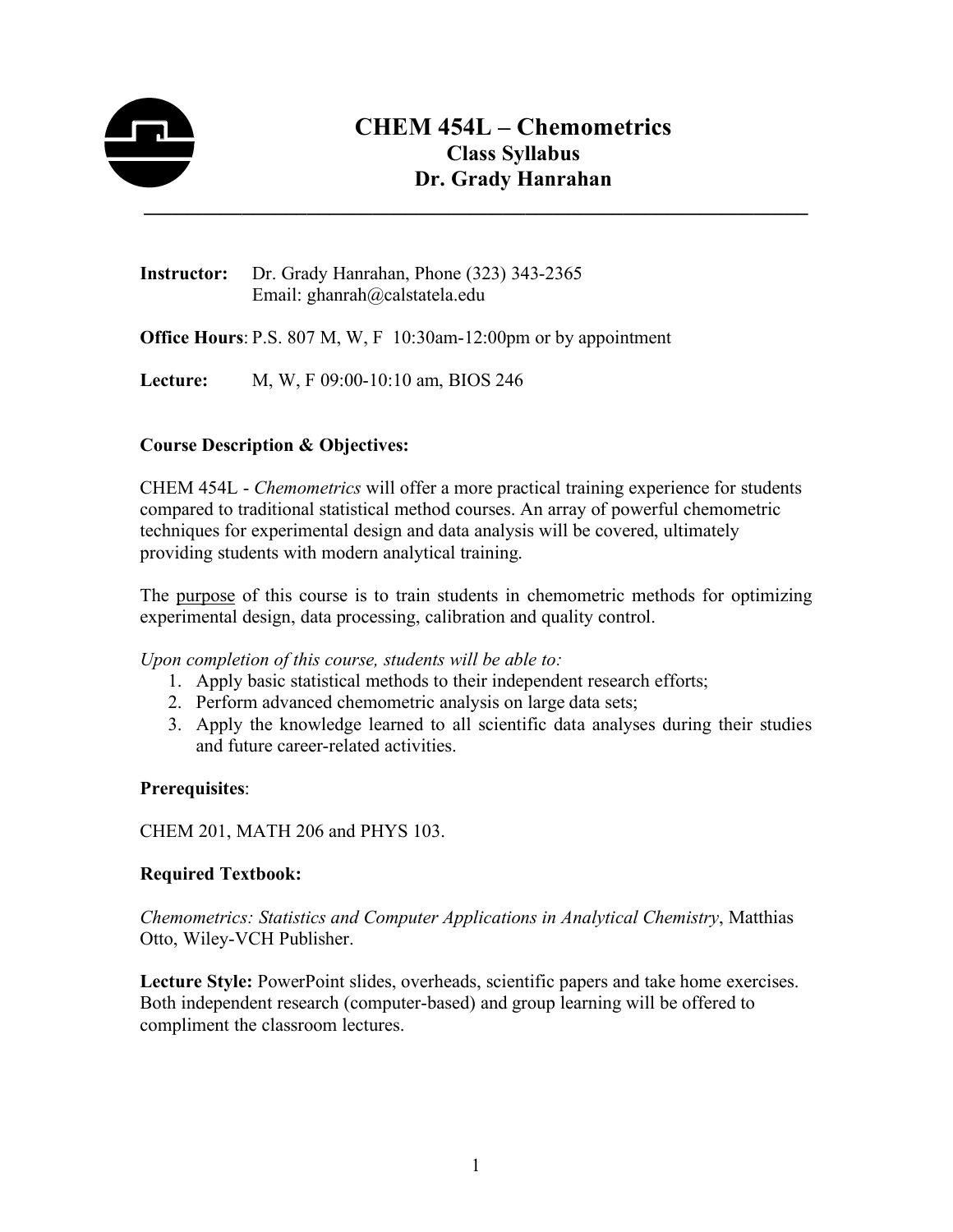# CHEM 454L – Chemometrics

## Class Syllabus

## Dr. Grady Hanrahan

---

**Instructor:** Dr. Grady Hanrahan, Phone (323) 343-2365
Email: ghanrah@calstatela.edu

**Office Hours**: P.S. 807 M, W, F 10:30am-12:00pm or by appointment

**Lecture:** M, W, F 09:00-10:10 am, BIOS 246

**Course Description & Objectives:**

CHEM 454L - *Chemometrics* will offer a more practical training experience for students compared to traditional statistical method courses. An array of powerful chemometric techniques for experimental design and data analysis will be covered, ultimately providing students with modern analytical training.

The purpose of this course is to train students in chemometric methods for optimizing experimental design, data processing, calibration and quality control.

*Upon completion of this course, students will be able to:*

1. Apply basic statistical methods to their independent research efforts;
2. Perform advanced chemometric analysis on large data sets;
3. Apply the knowledge learned to all scientific data analyses during their studies and future career-related activities.

**Prerequisites**:

CHEM 201, MATH 206 and PHYS 103.

**Required Textbook:**

*Chemometrics: Statistics and Computer Applications in Analytical Chemistry*, Matthias Otto, Wiley-VCH Publisher.

**Lecture Style:** PowerPoint slides, overheads, scientific papers and take home exercises. Both independent research (computer-based) and group learning will be offered to compliment the classroom lectures.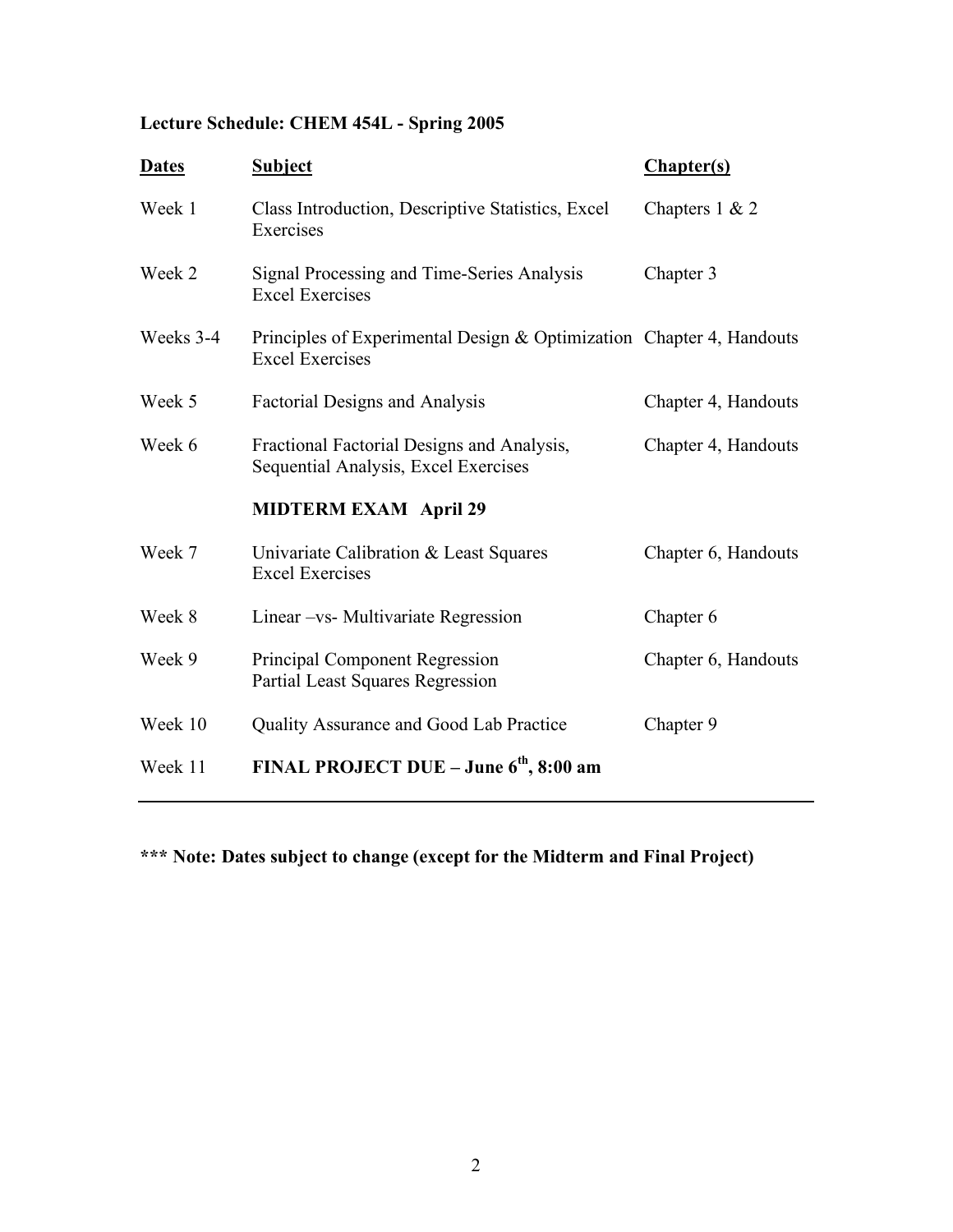**Lecture Schedule: CHEM 454L - Spring 2005**

| **Dates** | **Subject** | **Chapter(s)** |
| --- | --- | --- |
| Week 1 | Class Introduction, Descriptive Statistics, Excel Exercises | Chapters 1 & 2 |
| Week 2 | Signal Processing and Time-Series Analysis Excel Exercises | Chapter 3 |
| Weeks 3-4 | Principles of Experimental Design & Optimization Excel Exercises | Chapter 4, Handouts |
| Week 5 | Factorial Designs and Analysis | Chapter 4, Handouts |
| Week 6 | Fractional Factorial Designs and Analysis, Sequential Analysis, Excel Exercises | Chapter 4, Handouts |
| | **MIDTERM EXAM April 29** | |
| Week 7 | Univariate Calibration & Least Squares Excel Exercises | Chapter 6, Handouts |
| Week 8 | Linear –vs- Multivariate Regression | Chapter 6 |
| Week 9 | Principal Component Regression Partial Least Squares Regression | Chapter 6, Handouts |
| Week 10 | Quality Assurance and Good Lab Practice | Chapter 9 |
| Week 11 | **FINAL PROJECT DUE – June 6th, 8:00 am** | |

**\*\*\* Note: Dates subject to change (except for the Midterm and Final Project)**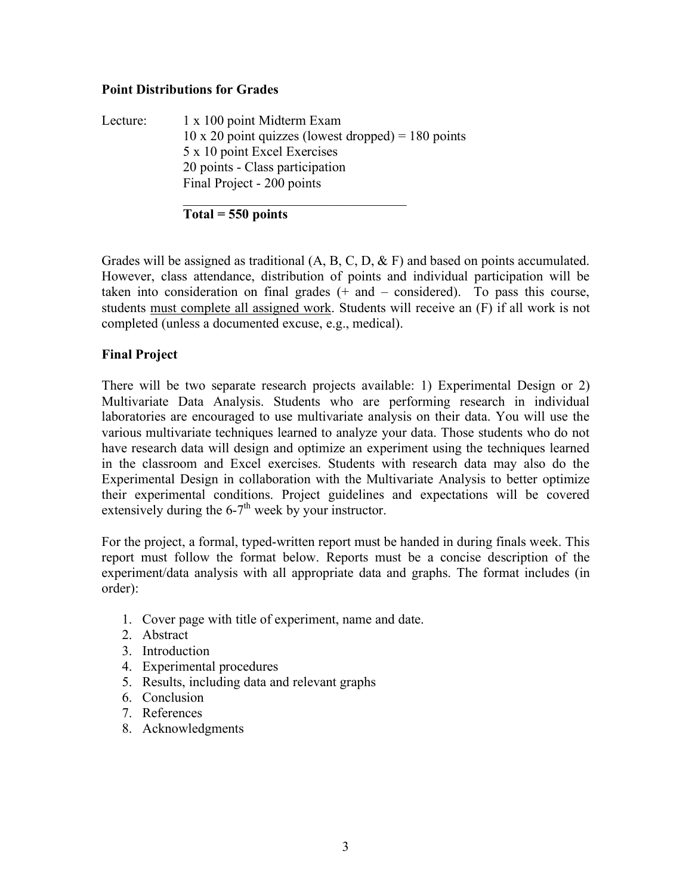**Point Distributions for Grades**

Lecture: 1 x 100 point Midterm Exam
10 x 20 point quizzes (lowest dropped) = 180 points
5 x 10 point Excel Exercises
20 points - Class participation
Final Project - 200 points

**Total = 550 points**

Grades will be assigned as traditional (A, B, C, D, & F) and based on points accumulated. However, class attendance, distribution of points and individual participation will be taken into consideration on final grades (+ and – considered). To pass this course, students must complete all assigned work. Students will receive an (F) if all work is not completed (unless a documented excuse, e.g., medical).

**Final Project**

There will be two separate research projects available: 1) Experimental Design or 2) Multivariate Data Analysis. Students who are performing research in individual laboratories are encouraged to use multivariate analysis on their data. You will use the various multivariate techniques learned to analyze your data. Those students who do not have research data will design and optimize an experiment using the techniques learned in the classroom and Excel exercises. Students with research data may also do the Experimental Design in collaboration with the Multivariate Analysis to better optimize their experimental conditions. Project guidelines and expectations will be covered extensively during the 6-7th week by your instructor.

For the project, a formal, typed-written report must be handed in during finals week. This report must follow the format below. Reports must be a concise description of the experiment/data analysis with all appropriate data and graphs. The format includes (in order):

1. Cover page with title of experiment, name and date.
2. Abstract
3. Introduction
4. Experimental procedures
5. Results, including data and relevant graphs
6. Conclusion
7. References
8. Acknowledgments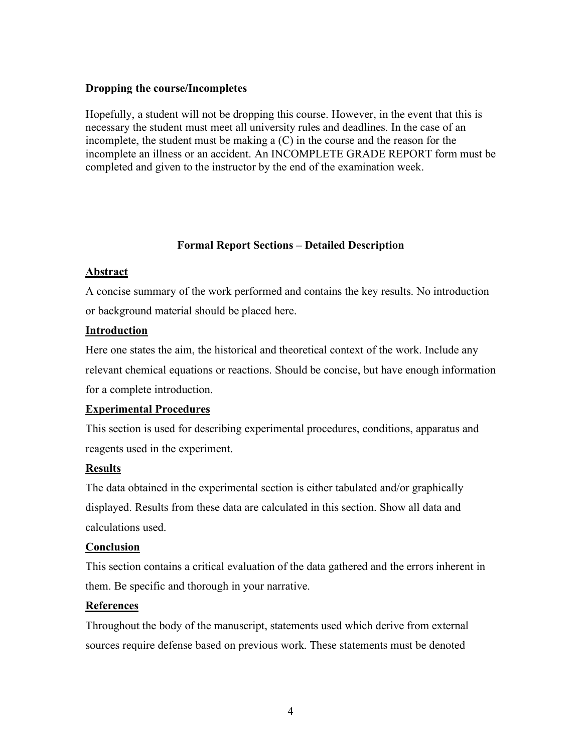**Dropping the course/Incompletes**

Hopefully, a student will not be dropping this course. However, in the event that this is necessary the student must meet all university rules and deadlines. In the case of an incomplete, the student must be making a (C) in the course and the reason for the incomplete an illness or an accident. An INCOMPLETE GRADE REPORT form must be completed and given to the instructor by the end of the examination week.

## Formal Report Sections – Detailed Description

**Abstract**

A concise summary of the work performed and contains the key results. No introduction or background material should be placed here.

**Introduction**

Here one states the aim, the historical and theoretical context of the work. Include any relevant chemical equations or reactions. Should be concise, but have enough information for a complete introduction.

**Experimental Procedures**

This section is used for describing experimental procedures, conditions, apparatus and reagents used in the experiment.

**Results**

The data obtained in the experimental section is either tabulated and/or graphically displayed. Results from these data are calculated in this section. Show all data and calculations used.

**Conclusion**

This section contains a critical evaluation of the data gathered and the errors inherent in them. Be specific and thorough in your narrative.

**References**

Throughout the body of the manuscript, statements used which derive from external sources require defense based on previous work. These statements must be denoted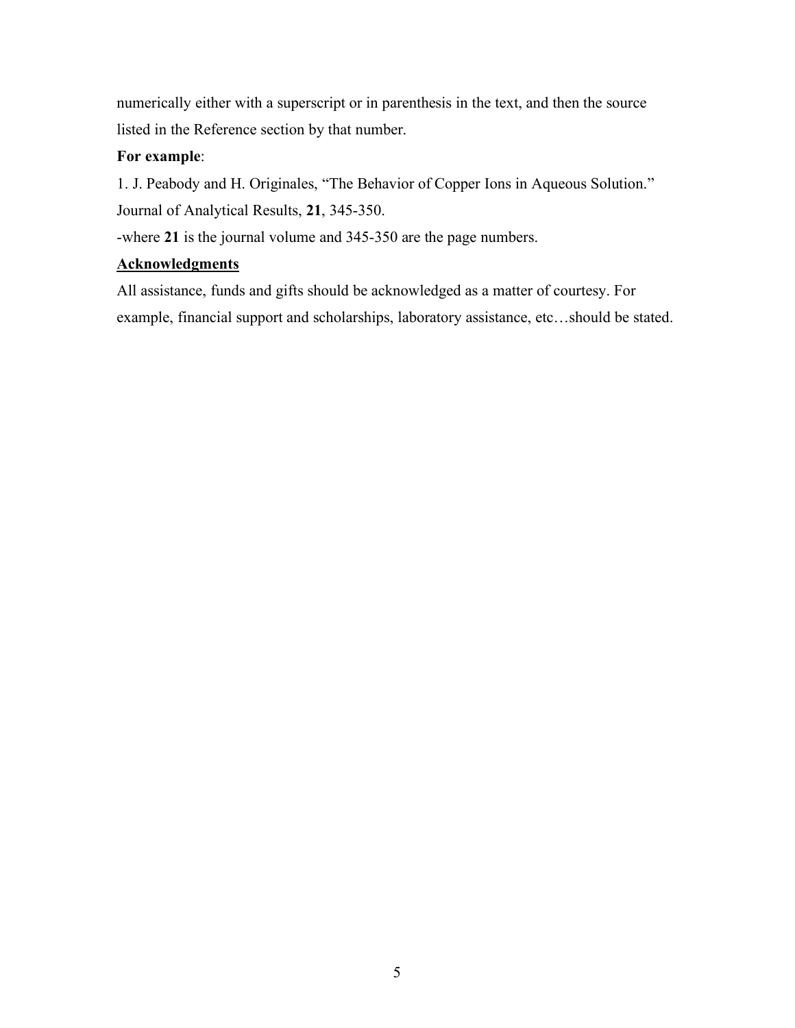numerically either with a superscript or in parenthesis in the text, and then the source listed in the Reference section by that number.

**For example**:

1. J. Peabody and H. Originales, "The Behavior of Copper Ions in Aqueous Solution." Journal of Analytical Results, **21**, 345-350.

-where **21** is the journal volume and 345-350 are the page numbers.

## Acknowledgments

All assistance, funds and gifts should be acknowledged as a matter of courtesy. For example, financial support and scholarships, laboratory assistance, etc…should be stated.